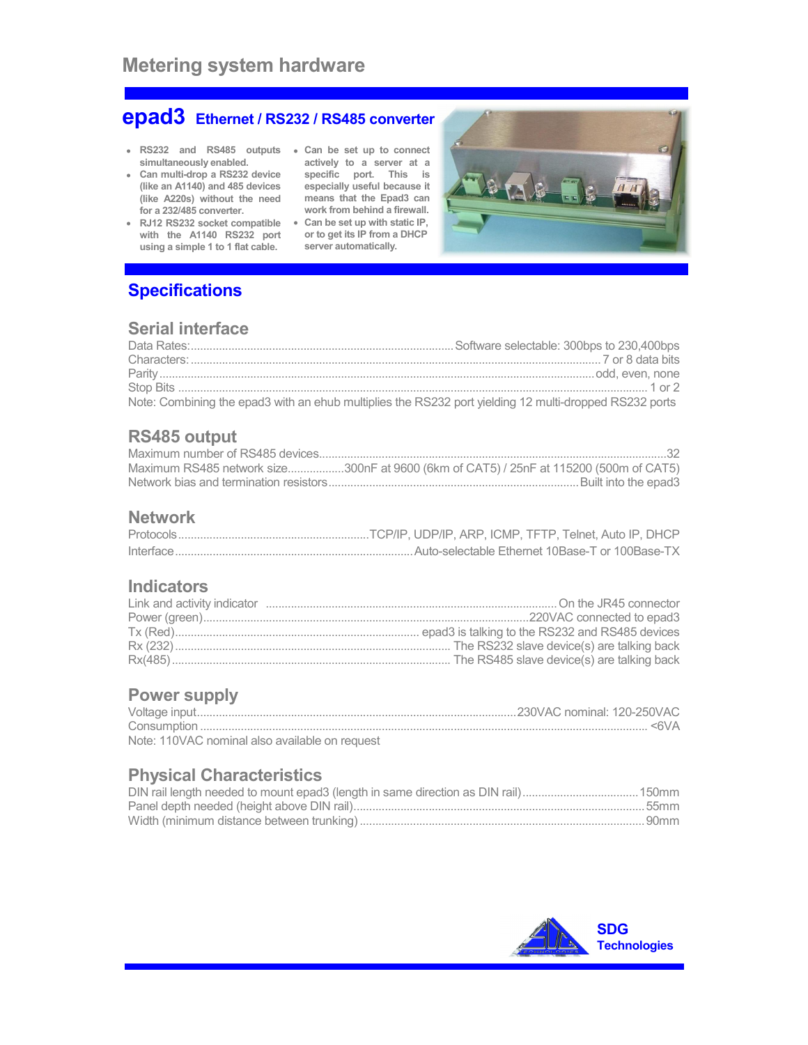# Metering system hardware

## epad3 Ethernet / RS232 / RS485 converter

- **RS232 and RS485 outputs simultaneously enabled.**
- **Can multi-drop a RS232 device (like an A1140) and 485 devices (like A220s) without the need for a 232/485 converter.**
- **RJ12 RS232 socket compatible with the A1140 RS232 port using a simple 1 to 1 flat cable.**
- **Can be set up to connect actively to a server at a specific port. This is especially useful because it means that the Epad3 can work from behind a firewall.**
- **Can be set up with static IP, or to get its IP from a DHCP server automatically.**

## Specifications

### Serial interface

Data Rates: ........ Software selectable: 300bps to 230,400bps
Characters: ........ 7 or 8 data bits
Parity ........ odd, even, none
Stop Bits ........ 1 or 2
Note: Combining the epad3 with an ehub multiplies the RS232 port yielding 12 multi-dropped RS232 ports

### RS485 output

Maximum number of RS485 devices........ 32
Maximum RS485 network size........ 300nF at 9600 (6km of CAT5) / 25nF at 115200 (500m of CAT5)
Network bias and termination resistors........ Built into the epad3

### Network

Protocols........ TCP/IP, UDP/IP, ARP, ICMP, TFTP, Telnet, Auto IP, DHCP
Interface........ Auto-selectable Ethernet 10Base-T or 100Base-TX

### Indicators

Link and activity indicator ........ On the JR45 connector
Power (green)........ 220VAC connected to epad3
Tx (Red)........ epad3 is talking to the RS232 and RS485 devices
Rx (232)........ The RS232 slave device(s) are talking back
Rx(485)........ The RS485 slave device(s) are talking back

### Power supply

Voltage input........ 230VAC nominal: 120-250VAC
Consumption ........ <6VA
Note: 110VAC nominal also available on request

### Physical Characteristics

DIN rail length needed to mount epad3 (length in same direction as DIN rail)........ 150mm
Panel depth needed (height above DIN rail)........ 55mm
Width (minimum distance between trunking) ........ 90mm

**SDG Technologies**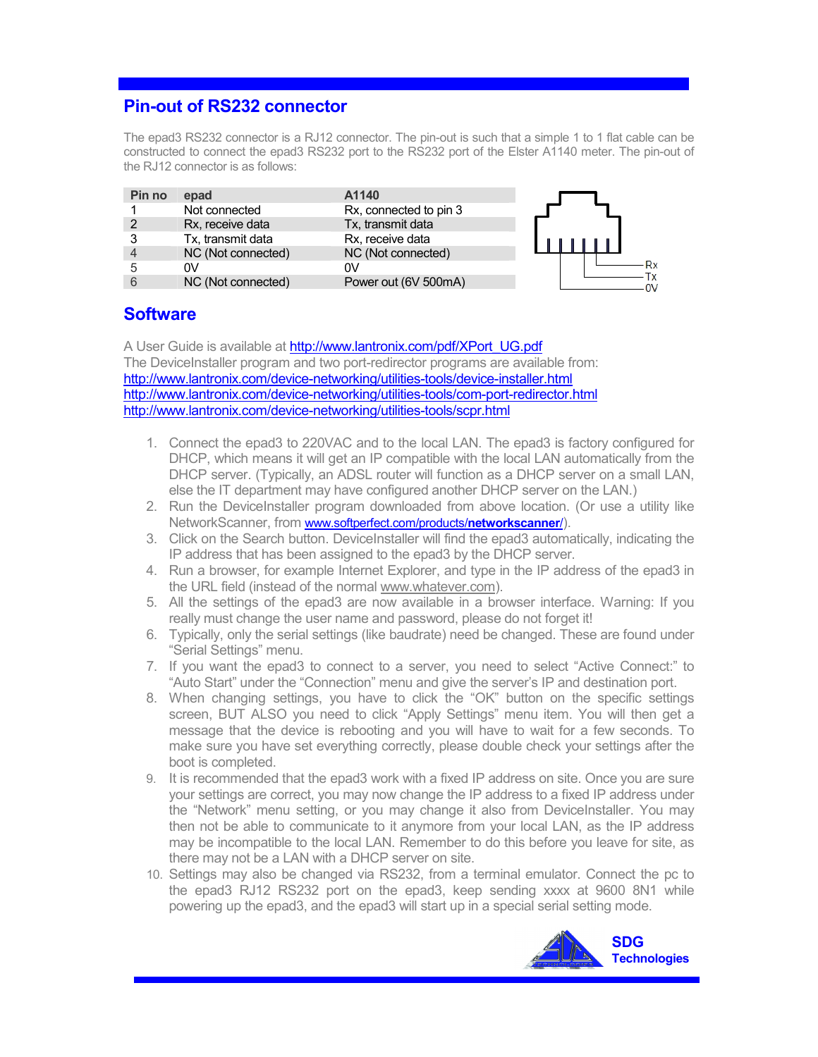## Pin-out of RS232 connector

The epad3 RS232 connector is a RJ12 connector. The pin-out is such that a simple 1 to 1 flat cable can be constructed to connect the epad3 RS232 port to the RS232 port of the Elster A1140 meter. The pin-out of the RJ12 connector is as follows:

| Pin no | epad | A1140 |
|---|---|---|
| 1 | Not connected | Rx, connected to pin 3 |
| 2 | Rx, receive data | Tx, transmit data |
| 3 | Tx, transmit data | Rx, receive data |
| 4 | NC (Not connected) | NC (Not connected) |
| 5 | 0V | 0V |
| 6 | NC (Not connected) | Power out (6V 500mA) |

Rx
Tx
0V

## Software

A User Guide is available at http://www.lantronix.com/pdf/XPort_UG.pdf
The DeviceInstaller program and two port-redirector programs are available from:
http://www.lantronix.com/device-networking/utilities-tools/device-installer.html
http://www.lantronix.com/device-networking/utilities-tools/com-port-redirector.html
http://www.lantronix.com/device-networking/utilities-tools/scpr.html

1. Connect the epad3 to 220VAC and to the local LAN. The epad3 is factory configured for DHCP, which means it will get an IP compatible with the local LAN automatically from the DHCP server. (Typically, an ADSL router will function as a DHCP server on a small LAN, else the IT department may have configured another DHCP server on the LAN.)
2. Run the DeviceInstaller program downloaded from above location. (Or use a utility like NetworkScanner, from www.softperfect.com/products/**networkscanner**/).
3. Click on the Search button. DeviceInstaller will find the epad3 automatically, indicating the IP address that has been assigned to the epad3 by the DHCP server.
4. Run a browser, for example Internet Explorer, and type in the IP address of the epad3 in the URL field (instead of the normal www.whatever.com).
5. All the settings of the epad3 are now available in a browser interface. Warning: If you really must change the user name and password, please do not forget it!
6. Typically, only the serial settings (like baudrate) need be changed. These are found under "Serial Settings" menu.
7. If you want the epad3 to connect to a server, you need to select "Active Connect:" to "Auto Start" under the "Connection" menu and give the server's IP and destination port.
8. When changing settings, you have to click the "OK" button on the specific settings screen, BUT ALSO you need to click "Apply Settings" menu item. You will then get a message that the device is rebooting and you will have to wait for a few seconds. To make sure you have set everything correctly, please double check your settings after the boot is completed.
9. It is recommended that the epad3 work with a fixed IP address on site. Once you are sure your settings are correct, you may now change the IP address to a fixed IP address under the "Network" menu setting, or you may change it also from DeviceInstaller. You may then not be able to communicate to it anymore from your local LAN, as the IP address may be incompatible to the local LAN. Remember to do this before you leave for site, as there may not be a LAN with a DHCP server on site.
10. Settings may also be changed via RS232, from a terminal emulator. Connect the pc to the epad3 RJ12 RS232 port on the epad3, keep sending xxxx at 9600 8N1 while powering up the epad3, and the epad3 will start up in a special serial setting mode.

**SDG Technologies**